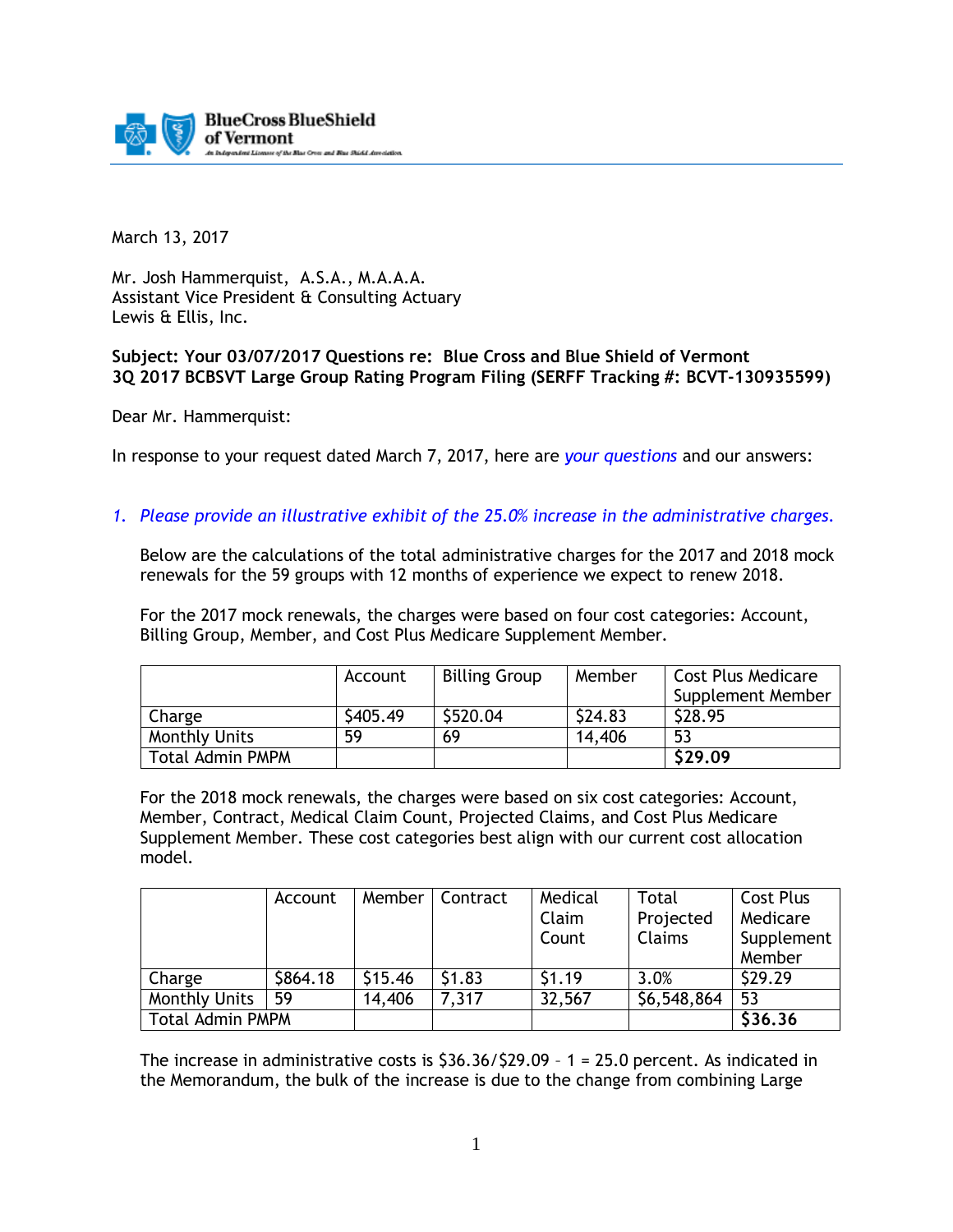BlueCross BlueShield of Vermont

March 13, 2017

Mr. Josh Hammerquist, A.S.A., M.A.A.A.
Assistant Vice President & Consulting Actuary
Lewis & Ellis, Inc.

**Subject: Your 03/07/2017 Questions re: Blue Cross and Blue Shield of Vermont 3Q 2017 BCBSVT Large Group Rating Program Filing (SERFF Tracking #: BCVT-130935599)**

Dear Mr. Hammerquist:

In response to your request dated March 7, 2017, here are *your questions* and our answers:

1. *Please provide an illustrative exhibit of the 25.0% increase in the administrative charges.*

   Below are the calculations of the total administrative charges for the 2017 and 2018 mock renewals for the 59 groups with 12 months of experience we expect to renew 2018.

   For the 2017 mock renewals, the charges were based on four cost categories: Account, Billing Group, Member, and Cost Plus Medicare Supplement Member.

| | Account | Billing Group | Member | Cost Plus Medicare Supplement Member |
|---|---|---|---|---|
| Charge | $405.49 | $520.04 | $24.83 | $28.95 |
| Monthly Units | 59 | 69 | 14,406 | 53 |
| Total Admin PMPM | | | | **$29.09** |

   For the 2018 mock renewals, the charges were based on six cost categories: Account, Member, Contract, Medical Claim Count, Projected Claims, and Cost Plus Medicare Supplement Member. These cost categories best align with our current cost allocation model.

| | Account | Member | Contract | Medical Claim Count | Total Projected Claims | Cost Plus Medicare Supplement Member |
|---|---|---|---|---|---|---|
| Charge | $864.18 | $15.46 | $1.83 | $1.19 | 3.0% | $29.29 |
| Monthly Units | 59 | 14,406 | 7,317 | 32,567 | $6,548,864 | 53 |
| Total Admin PMPM | | | | | | **$36.36** |

   The increase in administrative costs is $36.36/$29.09 – 1 = 25.0 percent. As indicated in the Memorandum, the bulk of the increase is due to the change from combining Large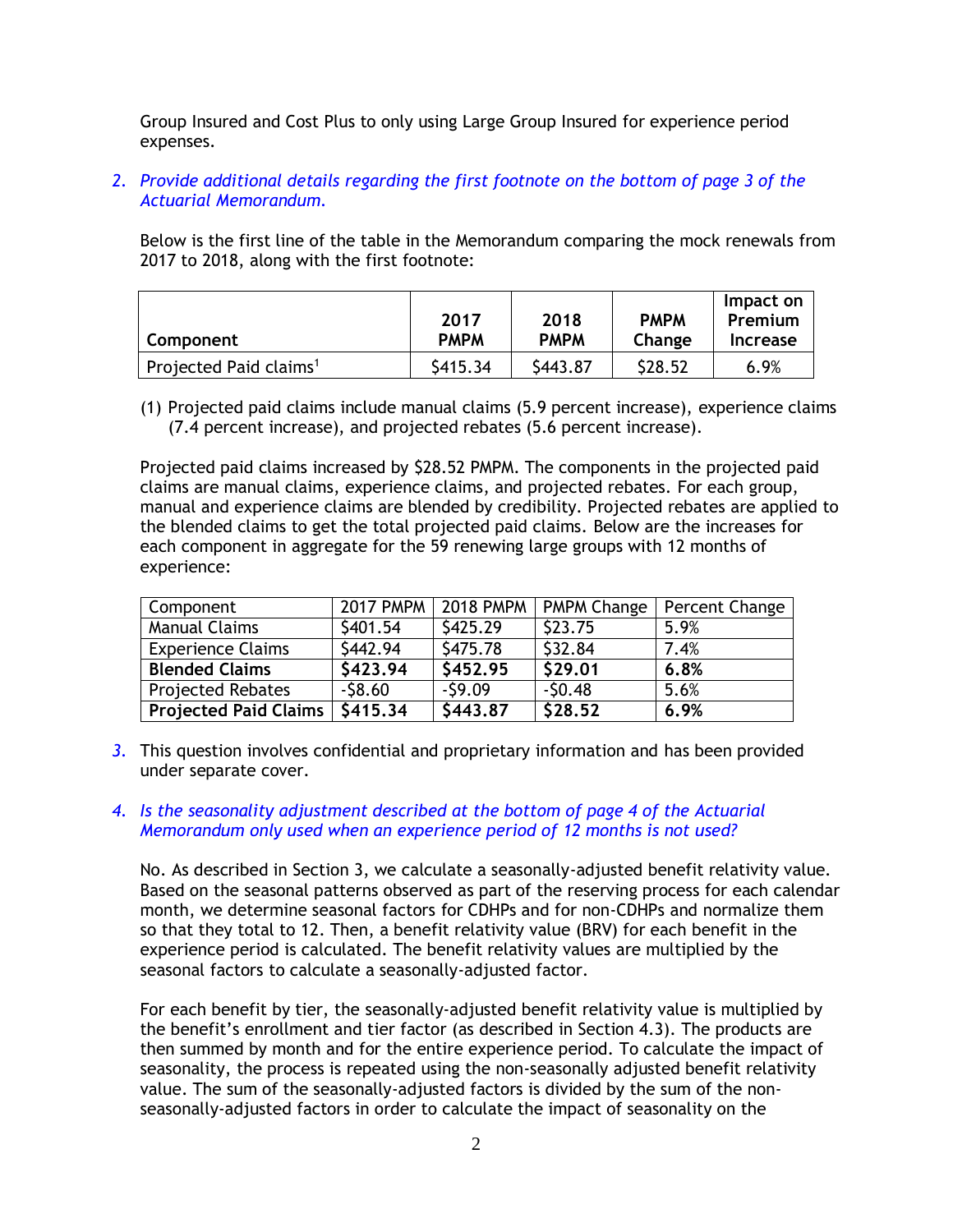Group Insured and Cost Plus to only using Large Group Insured for experience period expenses.

2. *Provide additional details regarding the first footnote on the bottom of page 3 of the Actuarial Memorandum.*

   Below is the first line of the table in the Memorandum comparing the mock renewals from 2017 to 2018, along with the first footnote:

| Component | 2017 PMPM | 2018 PMPM | PMPM Change | Impact on Premium Increase |
|---|---|---|---|---|
| Projected Paid claims[1] | $415.34 | $443.87 | $28.52 | 6.9% |

   (1) Projected paid claims include manual claims (5.9 percent increase), experience claims (7.4 percent increase), and projected rebates (5.6 percent increase).

   Projected paid claims increased by $28.52 PMPM. The components in the projected paid claims are manual claims, experience claims, and projected rebates. For each group, manual and experience claims are blended by credibility. Projected rebates are applied to the blended claims to get the total projected paid claims. Below are the increases for each component in aggregate for the 59 renewing large groups with 12 months of experience:

| Component | 2017 PMPM | 2018 PMPM | PMPM Change | Percent Change |
|---|---|---|---|---|
| Manual Claims | $401.54 | $425.29 | $23.75 | 5.9% |
| Experience Claims | $442.94 | $475.78 | $32.84 | 7.4% |
| **Blended Claims** | **$423.94** | **$452.95** | **$29.01** | **6.8%** |
| Projected Rebates | -$8.60 | -$9.09 | -$0.48 | 5.6% |
| **Projected Paid Claims** | **$415.34** | **$443.87** | **$28.52** | **6.9%** |

3. This question involves confidential and proprietary information and has been provided under separate cover.

4. *Is the seasonality adjustment described at the bottom of page 4 of the Actuarial Memorandum only used when an experience period of 12 months is not used?*

   No. As described in Section 3, we calculate a seasonally-adjusted benefit relativity value. Based on the seasonal patterns observed as part of the reserving process for each calendar month, we determine seasonal factors for CDHPs and for non-CDHPs and normalize them so that they total to 12. Then, a benefit relativity value (BRV) for each benefit in the experience period is calculated. The benefit relativity values are multiplied by the seasonal factors to calculate a seasonally-adjusted factor.

   For each benefit by tier, the seasonally-adjusted benefit relativity value is multiplied by the benefit's enrollment and tier factor (as described in Section 4.3). The products are then summed by month and for the entire experience period. To calculate the impact of seasonality, the process is repeated using the non-seasonally adjusted benefit relativity value. The sum of the seasonally-adjusted factors is divided by the sum of the non-seasonally-adjusted factors in order to calculate the impact of seasonality on the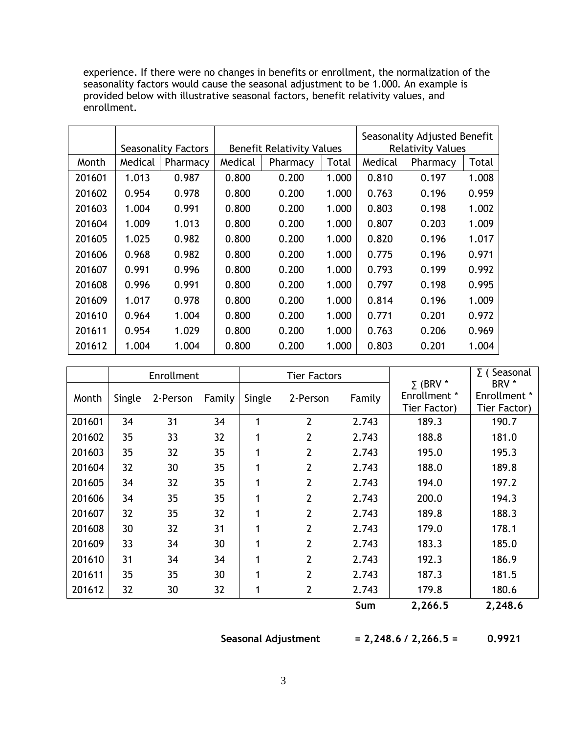experience. If there were no changes in benefits or enrollment, the normalization of the seasonality factors would cause the seasonal adjustment to be 1.000. An example is provided below with illustrative seasonal factors, benefit relativity values, and enrollment.

| | Seasonality Factors | | Benefit Relativity Values | | | Seasonality Adjusted Benefit Relativity Values | | |
|---|---|---|---|---|---|---|---|---|
| Month | Medical | Pharmacy | Medical | Pharmacy | Total | Medical | Pharmacy | Total |
| 201601 | 1.013 | 0.987 | 0.800 | 0.200 | 1.000 | 0.810 | 0.197 | 1.008 |
| 201602 | 0.954 | 0.978 | 0.800 | 0.200 | 1.000 | 0.763 | 0.196 | 0.959 |
| 201603 | 1.004 | 0.991 | 0.800 | 0.200 | 1.000 | 0.803 | 0.198 | 1.002 |
| 201604 | 1.009 | 1.013 | 0.800 | 0.200 | 1.000 | 0.807 | 0.203 | 1.009 |
| 201605 | 1.025 | 0.982 | 0.800 | 0.200 | 1.000 | 0.820 | 0.196 | 1.017 |
| 201606 | 0.968 | 0.982 | 0.800 | 0.200 | 1.000 | 0.775 | 0.196 | 0.971 |
| 201607 | 0.991 | 0.996 | 0.800 | 0.200 | 1.000 | 0.793 | 0.199 | 0.992 |
| 201608 | 0.996 | 0.991 | 0.800 | 0.200 | 1.000 | 0.797 | 0.198 | 0.995 |
| 201609 | 1.017 | 0.978 | 0.800 | 0.200 | 1.000 | 0.814 | 0.196 | 1.009 |
| 201610 | 0.964 | 1.004 | 0.800 | 0.200 | 1.000 | 0.771 | 0.201 | 0.972 |
| 201611 | 0.954 | 1.029 | 0.800 | 0.200 | 1.000 | 0.763 | 0.206 | 0.969 |
| 201612 | 1.004 | 1.004 | 0.800 | 0.200 | 1.000 | 0.803 | 0.201 | 1.004 |

| | Enrollment | | | Tier Factors | | | ∑ (BRV * Enrollment * Tier Factor) | ∑ ( Seasonal BRV * Enrollment * Tier Factor) |
|---|---|---|---|---|---|---|---|---|
| Month | Single | 2-Person | Family | Single | 2-Person | Family | | |
| 201601 | 34 | 31 | 34 | 1 | 2 | 2.743 | 189.3 | 190.7 |
| 201602 | 35 | 33 | 32 | 1 | 2 | 2.743 | 188.8 | 181.0 |
| 201603 | 35 | 32 | 35 | 1 | 2 | 2.743 | 195.0 | 195.3 |
| 201604 | 32 | 30 | 35 | 1 | 2 | 2.743 | 188.0 | 189.8 |
| 201605 | 34 | 32 | 35 | 1 | 2 | 2.743 | 194.0 | 197.2 |
| 201606 | 34 | 35 | 35 | 1 | 2 | 2.743 | 200.0 | 194.3 |
| 201607 | 32 | 35 | 32 | 1 | 2 | 2.743 | 189.8 | 188.3 |
| 201608 | 30 | 32 | 31 | 1 | 2 | 2.743 | 179.0 | 178.1 |
| 201609 | 33 | 34 | 30 | 1 | 2 | 2.743 | 183.3 | 185.0 |
| 201610 | 31 | 34 | 34 | 1 | 2 | 2.743 | 192.3 | 186.9 |
| 201611 | 35 | 35 | 30 | 1 | 2 | 2.743 | 187.3 | 181.5 |
| 201612 | 32 | 30 | 32 | 1 | 2 | 2.743 | 179.8 | 180.6 |
| | | | | | | **Sum** | **2,266.5** | **2,248.6** |

**Seasonal Adjustment = 2,248.6 / 2,266.5 = 0.9921**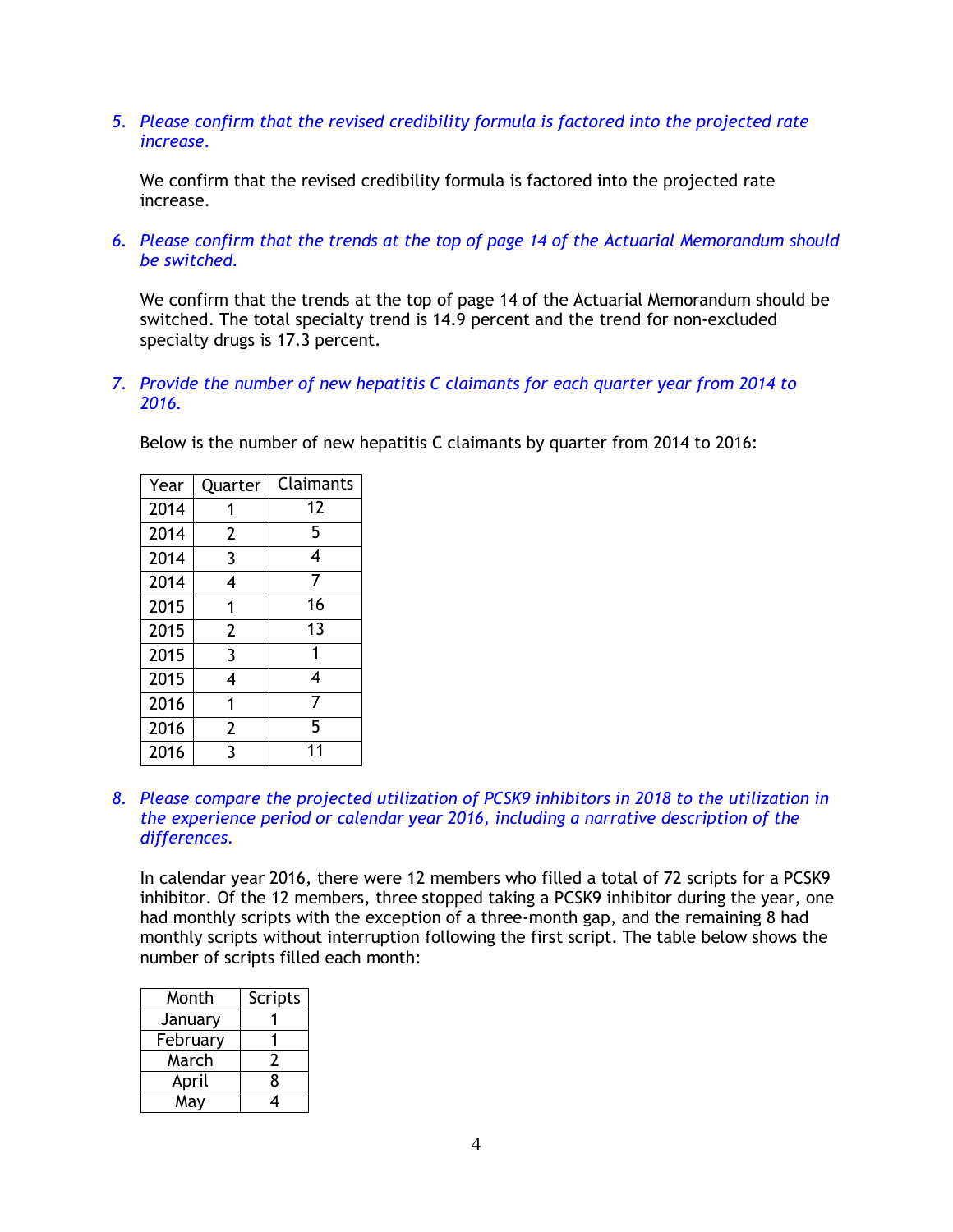5. *Please confirm that the revised credibility formula is factored into the projected rate increase.*

   We confirm that the revised credibility formula is factored into the projected rate increase.

6. *Please confirm that the trends at the top of page 14 of the Actuarial Memorandum should be switched.*

   We confirm that the trends at the top of page 14 of the Actuarial Memorandum should be switched. The total specialty trend is 14.9 percent and the trend for non-excluded specialty drugs is 17.3 percent.

7. *Provide the number of new hepatitis C claimants for each quarter year from 2014 to 2016.*

   Below is the number of new hepatitis C claimants by quarter from 2014 to 2016:

| Year | Quarter | Claimants |
|---|---|---|
| 2014 | 1 | 12 |
| 2014 | 2 | 5 |
| 2014 | 3 | 4 |
| 2014 | 4 | 7 |
| 2015 | 1 | 16 |
| 2015 | 2 | 13 |
| 2015 | 3 | 1 |
| 2015 | 4 | 4 |
| 2016 | 1 | 7 |
| 2016 | 2 | 5 |
| 2016 | 3 | 11 |

8. *Please compare the projected utilization of PCSK9 inhibitors in 2018 to the utilization in the experience period or calendar year 2016, including a narrative description of the differences.*

   In calendar year 2016, there were 12 members who filled a total of 72 scripts for a PCSK9 inhibitor. Of the 12 members, three stopped taking a PCSK9 inhibitor during the year, one had monthly scripts with the exception of a three-month gap, and the remaining 8 had monthly scripts without interruption following the first script. The table below shows the number of scripts filled each month:

| Month | Scripts |
|---|---|
| January | 1 |
| February | 1 |
| March | 2 |
| April | 8 |
| May | 4 |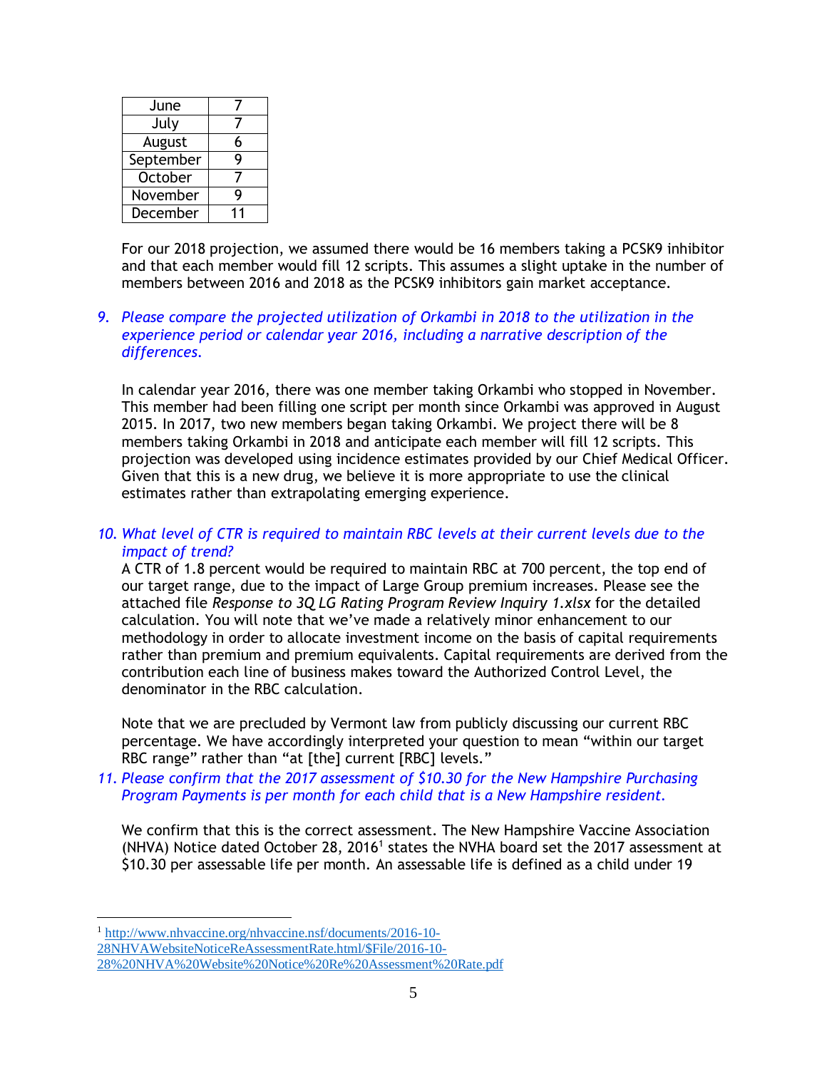| June | 7 |
| --- | --- |
| July | 7 |
| August | 6 |
| September | 9 |
| October | 7 |
| November | 9 |
| December | 11 |

For our 2018 projection, we assumed there would be 16 members taking a PCSK9 inhibitor and that each member would fill 12 scripts. This assumes a slight uptake in the number of members between 2016 and 2018 as the PCSK9 inhibitors gain market acceptance.

9. *Please compare the projected utilization of Orkambi in 2018 to the utilization in the experience period or calendar year 2016, including a narrative description of the differences.*

   In calendar year 2016, there was one member taking Orkambi who stopped in November. This member had been filling one script per month since Orkambi was approved in August 2015. In 2017, two new members began taking Orkambi. We project there will be 8 members taking Orkambi in 2018 and anticipate each member will fill 12 scripts. This projection was developed using incidence estimates provided by our Chief Medical Officer. Given that this is a new drug, we believe it is more appropriate to use the clinical estimates rather than extrapolating emerging experience.

10. *What level of CTR is required to maintain RBC levels at their current levels due to the impact of trend?*

    A CTR of 1.8 percent would be required to maintain RBC at 700 percent, the top end of our target range, due to the impact of Large Group premium increases. Please see the attached file *Response to 3Q LG Rating Program Review Inquiry 1.xlsx* for the detailed calculation. You will note that we've made a relatively minor enhancement to our methodology in order to allocate investment income on the basis of capital requirements rather than premium and premium equivalents. Capital requirements are derived from the contribution each line of business makes toward the Authorized Control Level, the denominator in the RBC calculation.

    Note that we are precluded by Vermont law from publicly discussing our current RBC percentage. We have accordingly interpreted your question to mean "within our target RBC range" rather than "at [the] current [RBC] levels."

11. *Please confirm that the 2017 assessment of $10.30 for the New Hampshire Purchasing Program Payments is per month for each child that is a New Hampshire resident.*

    We confirm that this is the correct assessment. The New Hampshire Vaccine Association (NHVA) Notice dated October 28, 2016[1] states the NVHA board set the 2017 assessment at $10.30 per assessable life per month. An assessable life is defined as a child under 19

[1] http://www.nhvaccine.org/nhvaccine.nsf/documents/2016-10-28NHVAWebsiteNoticeReAssessmentRate.html/$File/2016-10-28%20NHVA%20Website%20Notice%20Re%20Assessment%20Rate.pdf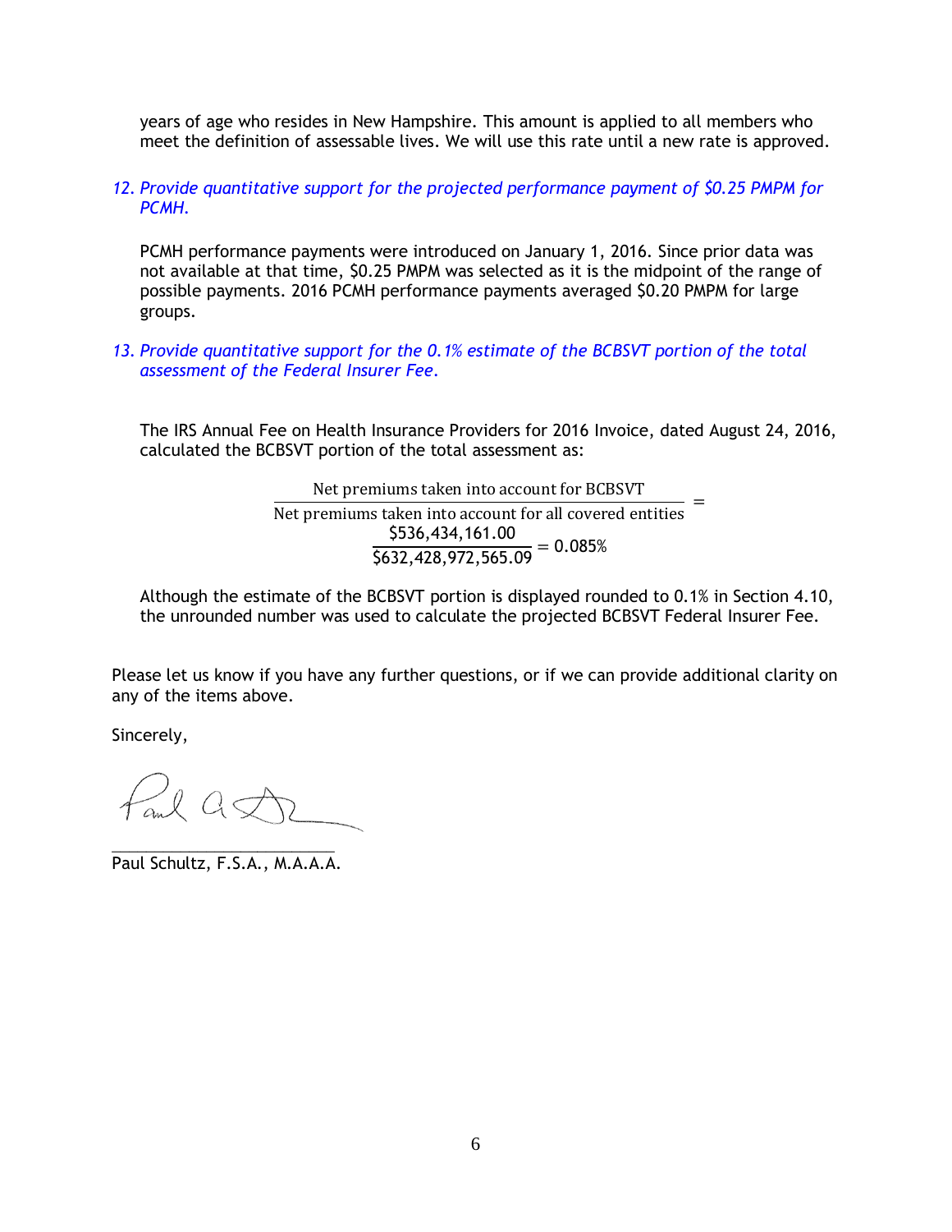years of age who resides in New Hampshire. This amount is applied to all members who meet the definition of assessable lives. We will use this rate until a new rate is approved.

12. *Provide quantitative support for the projected performance payment of $0.25 PMPM for PCMH.*

    PCMH performance payments were introduced on January 1, 2016. Since prior data was not available at that time, $0.25 PMPM was selected as it is the midpoint of the range of possible payments. 2016 PCMH performance payments averaged $0.20 PMPM for large groups.

13. *Provide quantitative support for the 0.1% estimate of the BCBSVT portion of the total assessment of the Federal Insurer Fee.*

    The IRS Annual Fee on Health Insurance Providers for 2016 Invoice, dated August 24, 2016, calculated the BCBSVT portion of the total assessment as:

$$\frac{\text{Net premiums taken into account for BCBSVT}}{\text{Net premiums taken into account for all covered entities}} =$$

$$\frac{\$536{,}434{,}161.00}{\$632{,}428{,}972{,}565.09} = 0.085\%$$

Although the estimate of the BCBSVT portion is displayed rounded to 0.1% in Section 4.10, the unrounded number was used to calculate the projected BCBSVT Federal Insurer Fee.

Please let us know if you have any further questions, or if we can provide additional clarity on any of the items above.

Sincerely,

Paul Schultz, F.S.A., M.A.A.A.